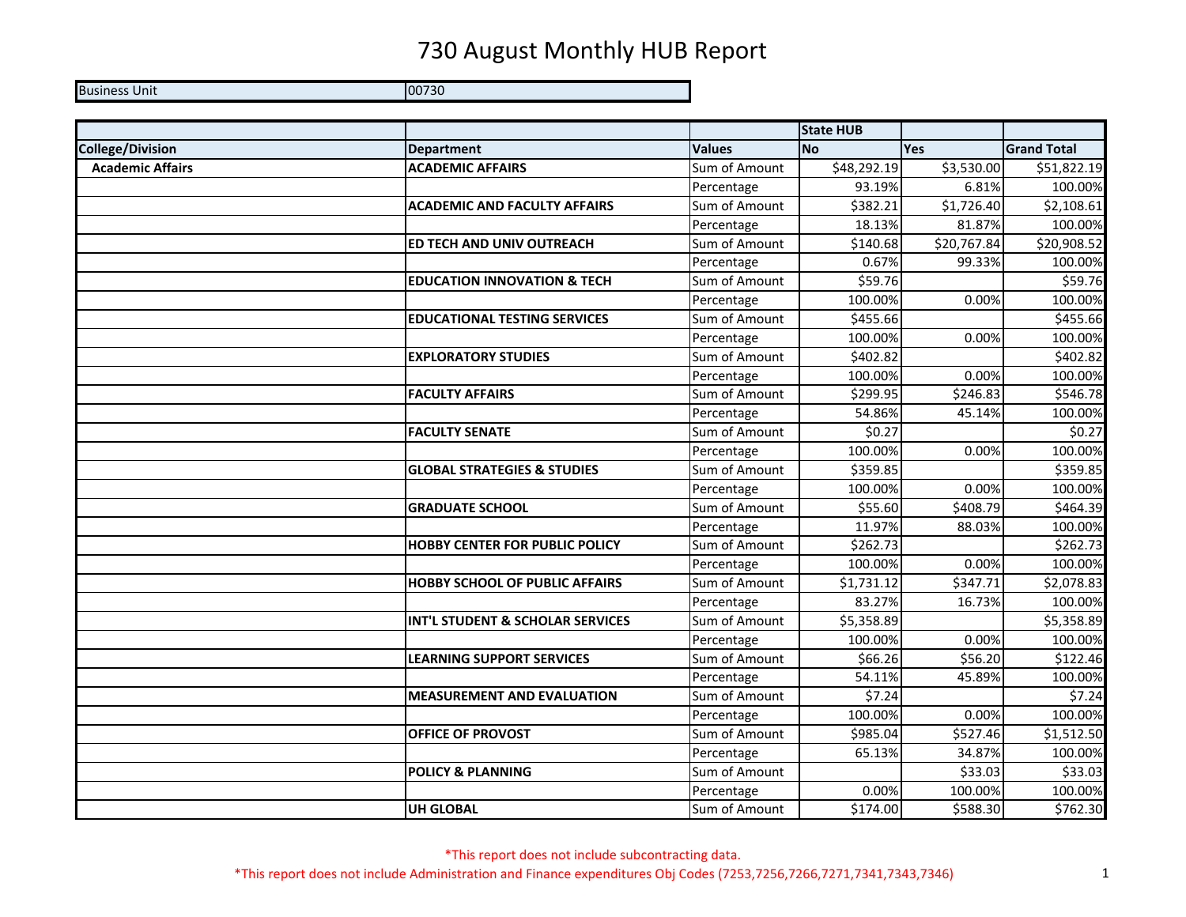# 730 August Monthly HUB Report

| Business Unit | 00730 |
|---|---|

| | | | State HUB | | |
|---|---|---|---|---|---|
| **College/Division** | **Department** | **Values** | **No** | **Yes** | **Grand Total** |
| **Academic Affairs** | **ACADEMIC AFFAIRS** | Sum of Amount | $48,292.19 | $3,530.00 | $51,822.19 |
| | | Percentage | 93.19% | 6.81% | 100.00% |
| | **ACADEMIC AND FACULTY AFFAIRS** | Sum of Amount | $382.21 | $1,726.40 | $2,108.61 |
| | | Percentage | 18.13% | 81.87% | 100.00% |
| | **ED TECH AND UNIV OUTREACH** | Sum of Amount | $140.68 | $20,767.84 | $20,908.52 |
| | | Percentage | 0.67% | 99.33% | 100.00% |
| | **EDUCATION INNOVATION & TECH** | Sum of Amount | $59.76 | | $59.76 |
| | | Percentage | 100.00% | 0.00% | 100.00% |
| | **EDUCATIONAL TESTING SERVICES** | Sum of Amount | $455.66 | | $455.66 |
| | | Percentage | 100.00% | 0.00% | 100.00% |
| | **EXPLORATORY STUDIES** | Sum of Amount | $402.82 | | $402.82 |
| | | Percentage | 100.00% | 0.00% | 100.00% |
| | **FACULTY AFFAIRS** | Sum of Amount | $299.95 | $246.83 | $546.78 |
| | | Percentage | 54.86% | 45.14% | 100.00% |
| | **FACULTY SENATE** | Sum of Amount | $0.27 | | $0.27 |
| | | Percentage | 100.00% | 0.00% | 100.00% |
| | **GLOBAL STRATEGIES & STUDIES** | Sum of Amount | $359.85 | | $359.85 |
| | | Percentage | 100.00% | 0.00% | 100.00% |
| | **GRADUATE SCHOOL** | Sum of Amount | $55.60 | $408.79 | $464.39 |
| | | Percentage | 11.97% | 88.03% | 100.00% |
| | **HOBBY CENTER FOR PUBLIC POLICY** | Sum of Amount | $262.73 | | $262.73 |
| | | Percentage | 100.00% | 0.00% | 100.00% |
| | **HOBBY SCHOOL OF PUBLIC AFFAIRS** | Sum of Amount | $1,731.12 | $347.71 | $2,078.83 |
| | | Percentage | 83.27% | 16.73% | 100.00% |
| | **INT'L STUDENT & SCHOLAR SERVICES** | Sum of Amount | $5,358.89 | | $5,358.89 |
| | | Percentage | 100.00% | 0.00% | 100.00% |
| | **LEARNING SUPPORT SERVICES** | Sum of Amount | $66.26 | $56.20 | $122.46 |
| | | Percentage | 54.11% | 45.89% | 100.00% |
| | **MEASUREMENT AND EVALUATION** | Sum of Amount | $7.24 | | $7.24 |
| | | Percentage | 100.00% | 0.00% | 100.00% |
| | **OFFICE OF PROVOST** | Sum of Amount | $985.04 | $527.46 | $1,512.50 |
| | | Percentage | 65.13% | 34.87% | 100.00% |
| | **POLICY & PLANNING** | Sum of Amount | | $33.03 | $33.03 |
| | | Percentage | 0.00% | 100.00% | 100.00% |
| | **UH GLOBAL** | Sum of Amount | $174.00 | $588.30 | $762.30 |

*This report does not include subcontracting data.

*This report does not include Administration and Finance expenditures Obj Codes (7253,7256,7266,7271,7341,7343,7346)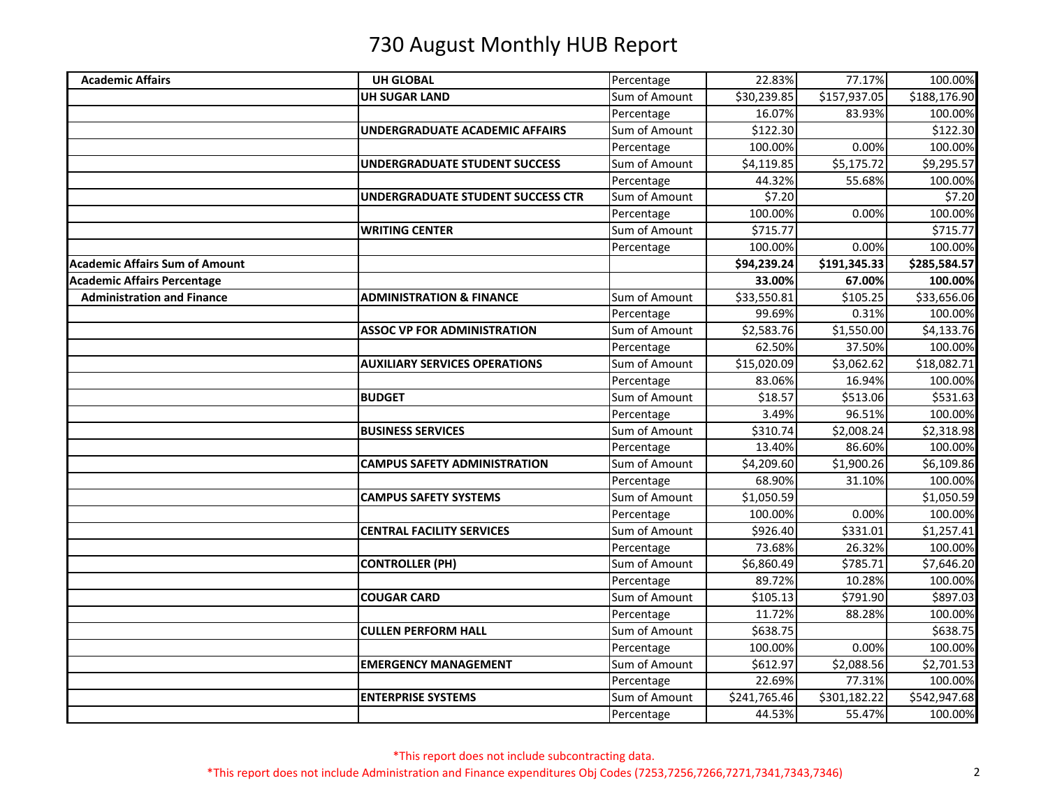# 730 August Monthly HUB Report

| | | | | | |
|---|---|---|---|---|---|
| **Academic Affairs** | **UH GLOBAL** | Percentage | 22.83% | 77.17% | 100.00% |
| | **UH SUGAR LAND** | Sum of Amount | $30,239.85 | $157,937.05 | $188,176.90 |
| | | Percentage | 16.07% | 83.93% | 100.00% |
| | **UNDERGRADUATE ACADEMIC AFFAIRS** | Sum of Amount | $122.30 | | $122.30 |
| | | Percentage | 100.00% | 0.00% | 100.00% |
| | **UNDERGRADUATE STUDENT SUCCESS** | Sum of Amount | $4,119.85 | $5,175.72 | $9,295.57 |
| | | Percentage | 44.32% | 55.68% | 100.00% |
| | **UNDERGRADUATE STUDENT SUCCESS CTR** | Sum of Amount | $7.20 | | $7.20 |
| | | Percentage | 100.00% | 0.00% | 100.00% |
| | **WRITING CENTER** | Sum of Amount | $715.77 | | $715.77 |
| | | Percentage | 100.00% | 0.00% | 100.00% |
| **Academic Affairs Sum of Amount** | | | **$94,239.24** | **$191,345.33** | **$285,584.57** |
| **Academic Affairs Percentage** | | | **33.00%** | **67.00%** | **100.00%** |
| **Administration and Finance** | **ADMINISTRATION & FINANCE** | Sum of Amount | $33,550.81 | $105.25 | $33,656.06 |
| | | Percentage | 99.69% | 0.31% | 100.00% |
| | **ASSOC VP FOR ADMINISTRATION** | Sum of Amount | $2,583.76 | $1,550.00 | $4,133.76 |
| | | Percentage | 62.50% | 37.50% | 100.00% |
| | **AUXILIARY SERVICES OPERATIONS** | Sum of Amount | $15,020.09 | $3,062.62 | $18,082.71 |
| | | Percentage | 83.06% | 16.94% | 100.00% |
| | **BUDGET** | Sum of Amount | $18.57 | $513.06 | $531.63 |
| | | Percentage | 3.49% | 96.51% | 100.00% |
| | **BUSINESS SERVICES** | Sum of Amount | $310.74 | $2,008.24 | $2,318.98 |
| | | Percentage | 13.40% | 86.60% | 100.00% |
| | **CAMPUS SAFETY ADMINISTRATION** | Sum of Amount | $4,209.60 | $1,900.26 | $6,109.86 |
| | | Percentage | 68.90% | 31.10% | 100.00% |
| | **CAMPUS SAFETY SYSTEMS** | Sum of Amount | $1,050.59 | | $1,050.59 |
| | | Percentage | 100.00% | 0.00% | 100.00% |
| | **CENTRAL FACILITY SERVICES** | Sum of Amount | $926.40 | $331.01 | $1,257.41 |
| | | Percentage | 73.68% | 26.32% | 100.00% |
| | **CONTROLLER (PH)** | Sum of Amount | $6,860.49 | $785.71 | $7,646.20 |
| | | Percentage | 89.72% | 10.28% | 100.00% |
| | **COUGAR CARD** | Sum of Amount | $105.13 | $791.90 | $897.03 |
| | | Percentage | 11.72% | 88.28% | 100.00% |
| | **CULLEN PERFORM HALL** | Sum of Amount | $638.75 | | $638.75 |
| | | Percentage | 100.00% | 0.00% | 100.00% |
| | **EMERGENCY MANAGEMENT** | Sum of Amount | $612.97 | $2,088.56 | $2,701.53 |
| | | Percentage | 22.69% | 77.31% | 100.00% |
| | **ENTERPRISE SYSTEMS** | Sum of Amount | $241,765.46 | $301,182.22 | $542,947.68 |
| | | Percentage | 44.53% | 55.47% | 100.00% |

*This report does not include subcontracting data.

*This report does not include Administration and Finance expenditures Obj Codes (7253,7256,7266,7271,7341,7343,7346)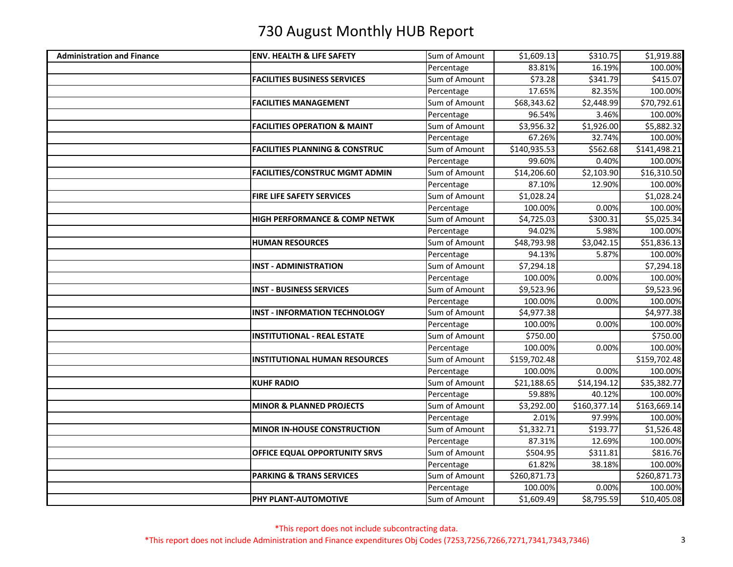# 730 August Monthly HUB Report

| | | | | | |
|---|---|---|---|---|---|
| **Administration and Finance** | **ENV. HEALTH & LIFE SAFETY** | Sum of Amount | $1,609.13 | $310.75 | $1,919.88 |
| | | Percentage | 83.81% | 16.19% | 100.00% |
| | **FACILITIES BUSINESS SERVICES** | Sum of Amount | $73.28 | $341.79 | $415.07 |
| | | Percentage | 17.65% | 82.35% | 100.00% |
| | **FACILITIES MANAGEMENT** | Sum of Amount | $68,343.62 | $2,448.99 | $70,792.61 |
| | | Percentage | 96.54% | 3.46% | 100.00% |
| | **FACILITIES OPERATION & MAINT** | Sum of Amount | $3,956.32 | $1,926.00 | $5,882.32 |
| | | Percentage | 67.26% | 32.74% | 100.00% |
| | **FACILITIES PLANNING & CONSTRUC** | Sum of Amount | $140,935.53 | $562.68 | $141,498.21 |
| | | Percentage | 99.60% | 0.40% | 100.00% |
| | **FACILITIES/CONSTRUC MGMT ADMIN** | Sum of Amount | $14,206.60 | $2,103.90 | $16,310.50 |
| | | Percentage | 87.10% | 12.90% | 100.00% |
| | **FIRE LIFE SAFETY SERVICES** | Sum of Amount | $1,028.24 | | $1,028.24 |
| | | Percentage | 100.00% | 0.00% | 100.00% |
| | **HIGH PERFORMANCE & COMP NETWK** | Sum of Amount | $4,725.03 | $300.31 | $5,025.34 |
| | | Percentage | 94.02% | 5.98% | 100.00% |
| | **HUMAN RESOURCES** | Sum of Amount | $48,793.98 | $3,042.15 | $51,836.13 |
| | | Percentage | 94.13% | 5.87% | 100.00% |
| | **INST - ADMINISTRATION** | Sum of Amount | $7,294.18 | | $7,294.18 |
| | | Percentage | 100.00% | 0.00% | 100.00% |
| | **INST - BUSINESS SERVICES** | Sum of Amount | $9,523.96 | | $9,523.96 |
| | | Percentage | 100.00% | 0.00% | 100.00% |
| | **INST - INFORMATION TECHNOLOGY** | Sum of Amount | $4,977.38 | | $4,977.38 |
| | | Percentage | 100.00% | 0.00% | 100.00% |
| | **INSTITUTIONAL - REAL ESTATE** | Sum of Amount | $750.00 | | $750.00 |
| | | Percentage | 100.00% | 0.00% | 100.00% |
| | **INSTITUTIONAL HUMAN RESOURCES** | Sum of Amount | $159,702.48 | | $159,702.48 |
| | | Percentage | 100.00% | 0.00% | 100.00% |
| | **KUHF RADIO** | Sum of Amount | $21,188.65 | $14,194.12 | $35,382.77 |
| | | Percentage | 59.88% | 40.12% | 100.00% |
| | **MINOR & PLANNED PROJECTS** | Sum of Amount | $3,292.00 | $160,377.14 | $163,669.14 |
| | | Percentage | 2.01% | 97.99% | 100.00% |
| | **MINOR IN-HOUSE CONSTRUCTION** | Sum of Amount | $1,332.71 | $193.77 | $1,526.48 |
| | | Percentage | 87.31% | 12.69% | 100.00% |
| | **OFFICE EQUAL OPPORTUNITY SRVS** | Sum of Amount | $504.95 | $311.81 | $816.76 |
| | | Percentage | 61.82% | 38.18% | 100.00% |
| | **PARKING & TRANS SERVICES** | Sum of Amount | $260,871.73 | | $260,871.73 |
| | | Percentage | 100.00% | 0.00% | 100.00% |
| | **PHY PLANT-AUTOMOTIVE** | Sum of Amount | $1,609.49 | $8,795.59 | $10,405.08 |

*This report does not include subcontracting data.

*This report does not include Administration and Finance expenditures Obj Codes (7253,7256,7266,7271,7341,7343,7346)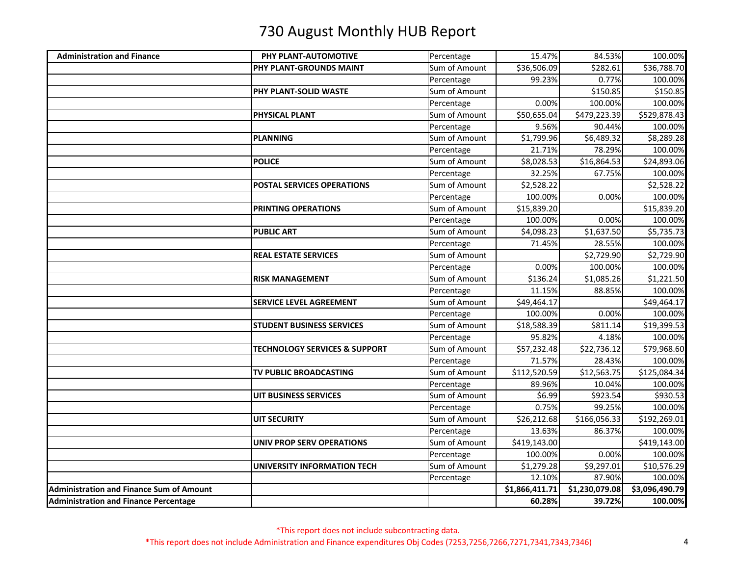# 730 August Monthly HUB Report

| | | | | | |
|---|---|---|---|---|---|
| **Administration and Finance** | **PHY PLANT-AUTOMOTIVE** | Percentage | 15.47% | 84.53% | 100.00% |
| | **PHY PLANT-GROUNDS MAINT** | Sum of Amount | $36,506.09 | $282.61 | $36,788.70 |
| | | Percentage | 99.23% | 0.77% | 100.00% |
| | **PHY PLANT-SOLID WASTE** | Sum of Amount | | $150.85 | $150.85 |
| | | Percentage | 0.00% | 100.00% | 100.00% |
| | **PHYSICAL PLANT** | Sum of Amount | $50,655.04 | $479,223.39 | $529,878.43 |
| | | Percentage | 9.56% | 90.44% | 100.00% |
| | **PLANNING** | Sum of Amount | $1,799.96 | $6,489.32 | $8,289.28 |
| | | Percentage | 21.71% | 78.29% | 100.00% |
| | **POLICE** | Sum of Amount | $8,028.53 | $16,864.53 | $24,893.06 |
| | | Percentage | 32.25% | 67.75% | 100.00% |
| | **POSTAL SERVICES OPERATIONS** | Sum of Amount | $2,528.22 | | $2,528.22 |
| | | Percentage | 100.00% | 0.00% | 100.00% |
| | **PRINTING OPERATIONS** | Sum of Amount | $15,839.20 | | $15,839.20 |
| | | Percentage | 100.00% | 0.00% | 100.00% |
| | **PUBLIC ART** | Sum of Amount | $4,098.23 | $1,637.50 | $5,735.73 |
| | | Percentage | 71.45% | 28.55% | 100.00% |
| | **REAL ESTATE SERVICES** | Sum of Amount | | $2,729.90 | $2,729.90 |
| | | Percentage | 0.00% | 100.00% | 100.00% |
| | **RISK MANAGEMENT** | Sum of Amount | $136.24 | $1,085.26 | $1,221.50 |
| | | Percentage | 11.15% | 88.85% | 100.00% |
| | **SERVICE LEVEL AGREEMENT** | Sum of Amount | $49,464.17 | | $49,464.17 |
| | | Percentage | 100.00% | 0.00% | 100.00% |
| | **STUDENT BUSINESS SERVICES** | Sum of Amount | $18,588.39 | $811.14 | $19,399.53 |
| | | Percentage | 95.82% | 4.18% | 100.00% |
| | **TECHNOLOGY SERVICES & SUPPORT** | Sum of Amount | $57,232.48 | $22,736.12 | $79,968.60 |
| | | Percentage | 71.57% | 28.43% | 100.00% |
| | **TV PUBLIC BROADCASTING** | Sum of Amount | $112,520.59 | $12,563.75 | $125,084.34 |
| | | Percentage | 89.96% | 10.04% | 100.00% |
| | **UIT BUSINESS SERVICES** | Sum of Amount | $6.99 | $923.54 | $930.53 |
| | | Percentage | 0.75% | 99.25% | 100.00% |
| | **UIT SECURITY** | Sum of Amount | $26,212.68 | $166,056.33 | $192,269.01 |
| | | Percentage | 13.63% | 86.37% | 100.00% |
| | **UNIV PROP SERV OPERATIONS** | Sum of Amount | $419,143.00 | | $419,143.00 |
| | | Percentage | 100.00% | 0.00% | 100.00% |
| | **UNIVERSITY INFORMATION TECH** | Sum of Amount | $1,279.28 | $9,297.01 | $10,576.29 |
| | | Percentage | 12.10% | 87.90% | 100.00% |
| **Administration and Finance Sum of Amount** | | | **$1,866,411.71** | **$1,230,079.08** | **$3,096,490.79** |
| **Administration and Finance Percentage** | | | **60.28%** | **39.72%** | **100.00%** |

*This report does not include subcontracting data.

*This report does not include Administration and Finance expenditures Obj Codes (7253,7256,7266,7271,7341,7343,7346)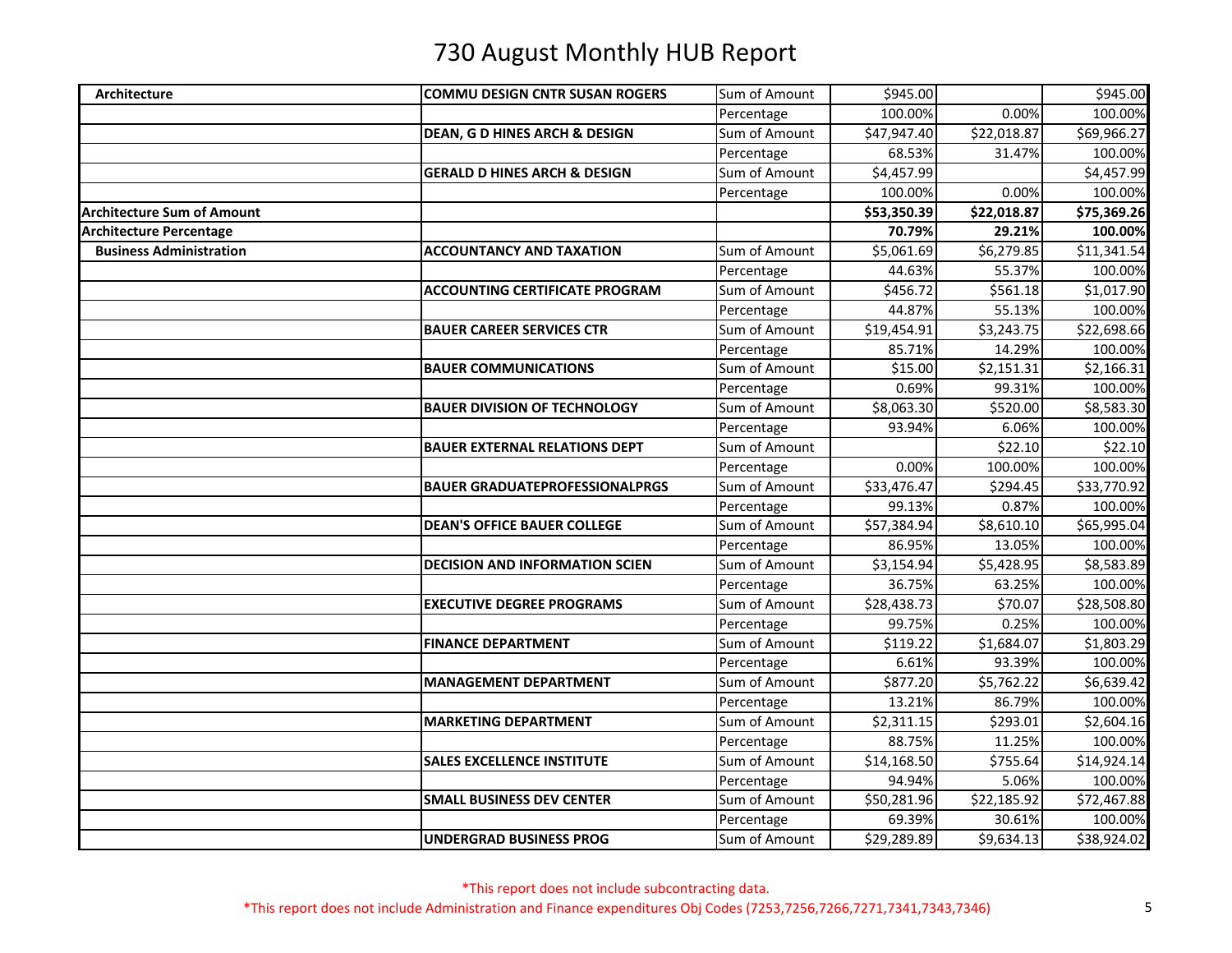# 730 August Monthly HUB Report

| | | | | | |
|---|---|---|---|---|---|
| **Architecture** | **COMMU DESIGN CNTR SUSAN ROGERS** | Sum of Amount | $945.00 | | $945.00 |
| | | Percentage | 100.00% | 0.00% | 100.00% |
| | **DEAN, G D HINES ARCH & DESIGN** | Sum of Amount | $47,947.40 | $22,018.87 | $69,966.27 |
| | | Percentage | 68.53% | 31.47% | 100.00% |
| | **GERALD D HINES ARCH & DESIGN** | Sum of Amount | $4,457.99 | | $4,457.99 |
| | | Percentage | 100.00% | 0.00% | 100.00% |
| **Architecture Sum of Amount** | | | **$53,350.39** | **$22,018.87** | **$75,369.26** |
| **Architecture Percentage** | | | **70.79%** | **29.21%** | **100.00%** |
| **Business Administration** | **ACCOUNTANCY AND TAXATION** | Sum of Amount | $5,061.69 | $6,279.85 | $11,341.54 |
| | | Percentage | 44.63% | 55.37% | 100.00% |
| | **ACCOUNTING CERTIFICATE PROGRAM** | Sum of Amount | $456.72 | $561.18 | $1,017.90 |
| | | Percentage | 44.87% | 55.13% | 100.00% |
| | **BAUER CAREER SERVICES CTR** | Sum of Amount | $19,454.91 | $3,243.75 | $22,698.66 |
| | | Percentage | 85.71% | 14.29% | 100.00% |
| | **BAUER COMMUNICATIONS** | Sum of Amount | $15.00 | $2,151.31 | $2,166.31 |
| | | Percentage | 0.69% | 99.31% | 100.00% |
| | **BAUER DIVISION OF TECHNOLOGY** | Sum of Amount | $8,063.30 | $520.00 | $8,583.30 |
| | | Percentage | 93.94% | 6.06% | 100.00% |
| | **BAUER EXTERNAL RELATIONS DEPT** | Sum of Amount | | $22.10 | $22.10 |
| | | Percentage | 0.00% | 100.00% | 100.00% |
| | **BAUER GRADUATEPROFESSIONALPRGS** | Sum of Amount | $33,476.47 | $294.45 | $33,770.92 |
| | | Percentage | 99.13% | 0.87% | 100.00% |
| | **DEAN'S OFFICE BAUER COLLEGE** | Sum of Amount | $57,384.94 | $8,610.10 | $65,995.04 |
| | | Percentage | 86.95% | 13.05% | 100.00% |
| | **DECISION AND INFORMATION SCIEN** | Sum of Amount | $3,154.94 | $5,428.95 | $8,583.89 |
| | | Percentage | 36.75% | 63.25% | 100.00% |
| | **EXECUTIVE DEGREE PROGRAMS** | Sum of Amount | $28,438.73 | $70.07 | $28,508.80 |
| | | Percentage | 99.75% | 0.25% | 100.00% |
| | **FINANCE DEPARTMENT** | Sum of Amount | $119.22 | $1,684.07 | $1,803.29 |
| | | Percentage | 6.61% | 93.39% | 100.00% |
| | **MANAGEMENT DEPARTMENT** | Sum of Amount | $877.20 | $5,762.22 | $6,639.42 |
| | | Percentage | 13.21% | 86.79% | 100.00% |
| | **MARKETING DEPARTMENT** | Sum of Amount | $2,311.15 | $293.01 | $2,604.16 |
| | | Percentage | 88.75% | 11.25% | 100.00% |
| | **SALES EXCELLENCE INSTITUTE** | Sum of Amount | $14,168.50 | $755.64 | $14,924.14 |
| | | Percentage | 94.94% | 5.06% | 100.00% |
| | **SMALL BUSINESS DEV CENTER** | Sum of Amount | $50,281.96 | $22,185.92 | $72,467.88 |
| | | Percentage | 69.39% | 30.61% | 100.00% |
| | **UNDERGRAD BUSINESS PROG** | Sum of Amount | $29,289.89 | $9,634.13 | $38,924.02 |

*This report does not include subcontracting data.

*This report does not include Administration and Finance expenditures Obj Codes (7253,7256,7266,7271,7341,7343,7346)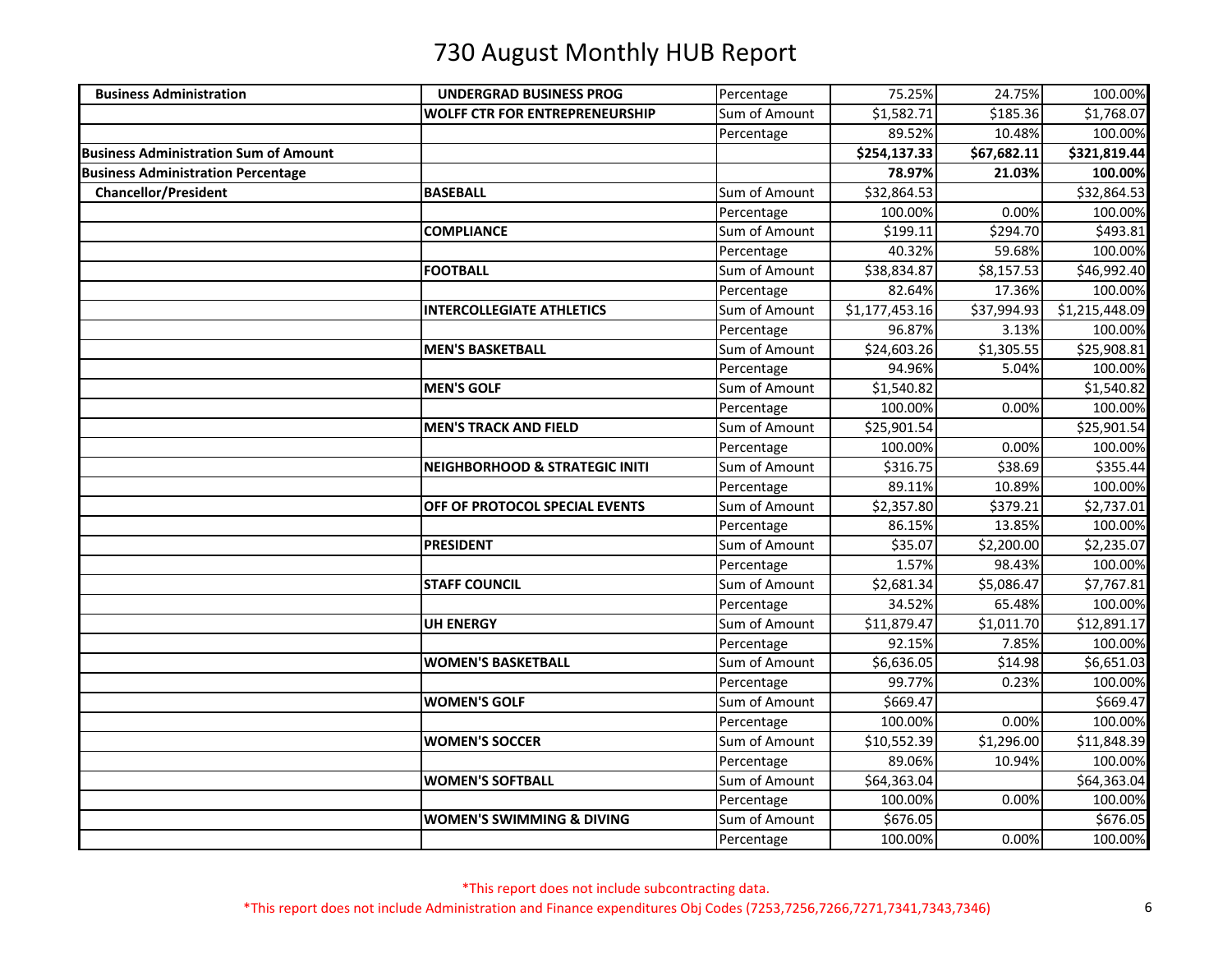# 730 August Monthly HUB Report

| | | | | | |
|---|---|---|---|---|---|
| **Business Administration** | **UNDERGRAD BUSINESS PROG** | Percentage | 75.25% | 24.75% | 100.00% |
| | **WOLFF CTR FOR ENTREPRENEURSHIP** | Sum of Amount | $1,582.71 | $185.36 | $1,768.07 |
| | | Percentage | 89.52% | 10.48% | 100.00% |
| **Business Administration Sum of Amount** | | | **$254,137.33** | **$67,682.11** | **$321,819.44** |
| **Business Administration Percentage** | | | **78.97%** | **21.03%** | **100.00%** |
| **Chancellor/President** | **BASEBALL** | Sum of Amount | $32,864.53 | | $32,864.53 |
| | | Percentage | 100.00% | 0.00% | 100.00% |
| | **COMPLIANCE** | Sum of Amount | $199.11 | $294.70 | $493.81 |
| | | Percentage | 40.32% | 59.68% | 100.00% |
| | **FOOTBALL** | Sum of Amount | $38,834.87 | $8,157.53 | $46,992.40 |
| | | Percentage | 82.64% | 17.36% | 100.00% |
| | **INTERCOLLEGIATE ATHLETICS** | Sum of Amount | $1,177,453.16 | $37,994.93 | $1,215,448.09 |
| | | Percentage | 96.87% | 3.13% | 100.00% |
| | **MEN'S BASKETBALL** | Sum of Amount | $24,603.26 | $1,305.55 | $25,908.81 |
| | | Percentage | 94.96% | 5.04% | 100.00% |
| | **MEN'S GOLF** | Sum of Amount | $1,540.82 | | $1,540.82 |
| | | Percentage | 100.00% | 0.00% | 100.00% |
| | **MEN'S TRACK AND FIELD** | Sum of Amount | $25,901.54 | | $25,901.54 |
| | | Percentage | 100.00% | 0.00% | 100.00% |
| | **NEIGHBORHOOD & STRATEGIC INITI** | Sum of Amount | $316.75 | $38.69 | $355.44 |
| | | Percentage | 89.11% | 10.89% | 100.00% |
| | **OFF OF PROTOCOL SPECIAL EVENTS** | Sum of Amount | $2,357.80 | $379.21 | $2,737.01 |
| | | Percentage | 86.15% | 13.85% | 100.00% |
| | **PRESIDENT** | Sum of Amount | $35.07 | $2,200.00 | $2,235.07 |
| | | Percentage | 1.57% | 98.43% | 100.00% |
| | **STAFF COUNCIL** | Sum of Amount | $2,681.34 | $5,086.47 | $7,767.81 |
| | | Percentage | 34.52% | 65.48% | 100.00% |
| | **UH ENERGY** | Sum of Amount | $11,879.47 | $1,011.70 | $12,891.17 |
| | | Percentage | 92.15% | 7.85% | 100.00% |
| | **WOMEN'S BASKETBALL** | Sum of Amount | $6,636.05 | $14.98 | $6,651.03 |
| | | Percentage | 99.77% | 0.23% | 100.00% |
| | **WOMEN'S GOLF** | Sum of Amount | $669.47 | | $669.47 |
| | | Percentage | 100.00% | 0.00% | 100.00% |
| | **WOMEN'S SOCCER** | Sum of Amount | $10,552.39 | $1,296.00 | $11,848.39 |
| | | Percentage | 89.06% | 10.94% | 100.00% |
| | **WOMEN'S SOFTBALL** | Sum of Amount | $64,363.04 | | $64,363.04 |
| | | Percentage | 100.00% | 0.00% | 100.00% |
| | **WOMEN'S SWIMMING & DIVING** | Sum of Amount | $676.05 | | $676.05 |
| | | Percentage | 100.00% | 0.00% | 100.00% |

*This report does not include subcontracting data.

*This report does not include Administration and Finance expenditures Obj Codes (7253,7256,7266,7271,7341,7343,7346)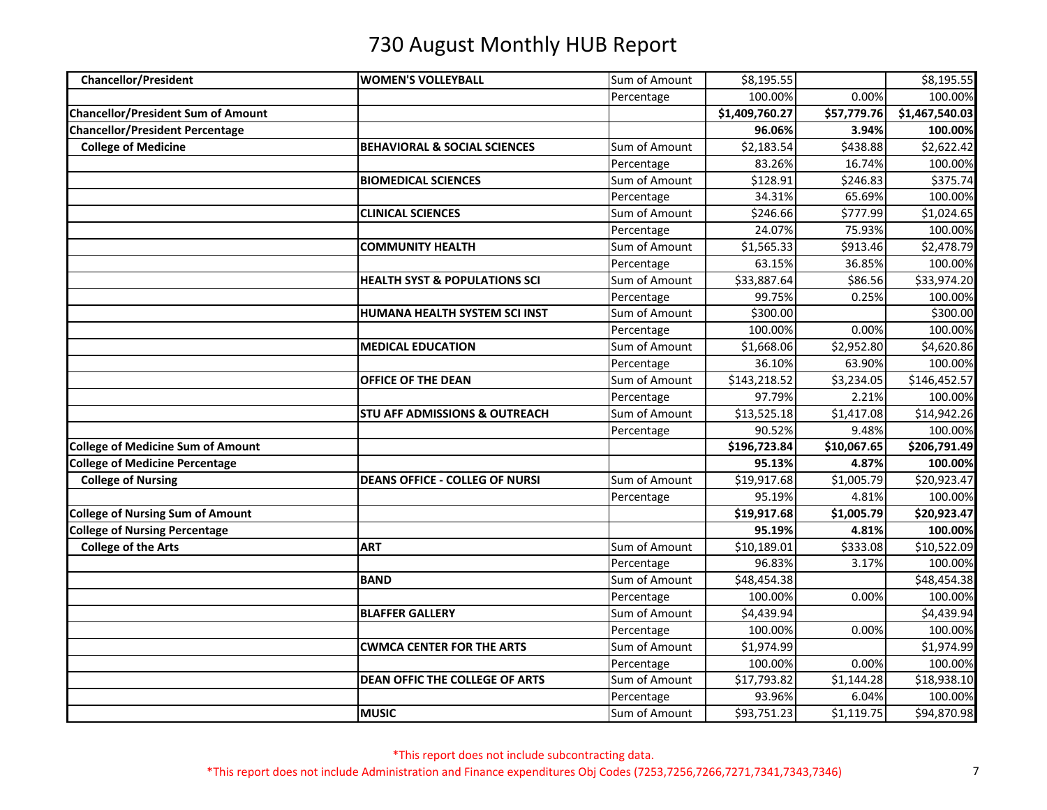# 730 August Monthly HUB Report

| | | | | | |
|---|---|---|---|---|---|
| **Chancellor/President** | **WOMEN'S VOLLEYBALL** | Sum of Amount | $8,195.55 | | $8,195.55 |
| | | Percentage | 100.00% | 0.00% | 100.00% |
| **Chancellor/President Sum of Amount** | | | **$1,409,760.27** | **$57,779.76** | **$1,467,540.03** |
| **Chancellor/President Percentage** | | | **96.06%** | **3.94%** | **100.00%** |
| **College of Medicine** | **BEHAVIORAL & SOCIAL SCIENCES** | Sum of Amount | $2,183.54 | $438.88 | $2,622.42 |
| | | Percentage | 83.26% | 16.74% | 100.00% |
| | **BIOMEDICAL SCIENCES** | Sum of Amount | $128.91 | $246.83 | $375.74 |
| | | Percentage | 34.31% | 65.69% | 100.00% |
| | **CLINICAL SCIENCES** | Sum of Amount | $246.66 | $777.99 | $1,024.65 |
| | | Percentage | 24.07% | 75.93% | 100.00% |
| | **COMMUNITY HEALTH** | Sum of Amount | $1,565.33 | $913.46 | $2,478.79 |
| | | Percentage | 63.15% | 36.85% | 100.00% |
| | **HEALTH SYST & POPULATIONS SCI** | Sum of Amount | $33,887.64 | $86.56 | $33,974.20 |
| | | Percentage | 99.75% | 0.25% | 100.00% |
| | **HUMANA HEALTH SYSTEM SCI INST** | Sum of Amount | $300.00 | | $300.00 |
| | | Percentage | 100.00% | 0.00% | 100.00% |
| | **MEDICAL EDUCATION** | Sum of Amount | $1,668.06 | $2,952.80 | $4,620.86 |
| | | Percentage | 36.10% | 63.90% | 100.00% |
| | **OFFICE OF THE DEAN** | Sum of Amount | $143,218.52 | $3,234.05 | $146,452.57 |
| | | Percentage | 97.79% | 2.21% | 100.00% |
| | **STU AFF ADMISSIONS & OUTREACH** | Sum of Amount | $13,525.18 | $1,417.08 | $14,942.26 |
| | | Percentage | 90.52% | 9.48% | 100.00% |
| **College of Medicine Sum of Amount** | | | **$196,723.84** | **$10,067.65** | **$206,791.49** |
| **College of Medicine Percentage** | | | **95.13%** | **4.87%** | **100.00%** |
| **College of Nursing** | **DEANS OFFICE - COLLEG OF NURSI** | Sum of Amount | $19,917.68 | $1,005.79 | $20,923.47 |
| | | Percentage | 95.19% | 4.81% | 100.00% |
| **College of Nursing Sum of Amount** | | | **$19,917.68** | **$1,005.79** | **$20,923.47** |
| **College of Nursing Percentage** | | | **95.19%** | **4.81%** | **100.00%** |
| **College of the Arts** | **ART** | Sum of Amount | $10,189.01 | $333.08 | $10,522.09 |
| | | Percentage | 96.83% | 3.17% | 100.00% |
| | **BAND** | Sum of Amount | $48,454.38 | | $48,454.38 |
| | | Percentage | 100.00% | 0.00% | 100.00% |
| | **BLAFFER GALLERY** | Sum of Amount | $4,439.94 | | $4,439.94 |
| | | Percentage | 100.00% | 0.00% | 100.00% |
| | **CWMCA CENTER FOR THE ARTS** | Sum of Amount | $1,974.99 | | $1,974.99 |
| | | Percentage | 100.00% | 0.00% | 100.00% |
| | **DEAN OFFIC THE COLLEGE OF ARTS** | Sum of Amount | $17,793.82 | $1,144.28 | $18,938.10 |
| | | Percentage | 93.96% | 6.04% | 100.00% |
| | **MUSIC** | Sum of Amount | $93,751.23 | $1,119.75 | $94,870.98 |

*This report does not include subcontracting data.

*This report does not include Administration and Finance expenditures Obj Codes (7253,7256,7266,7271,7341,7343,7346)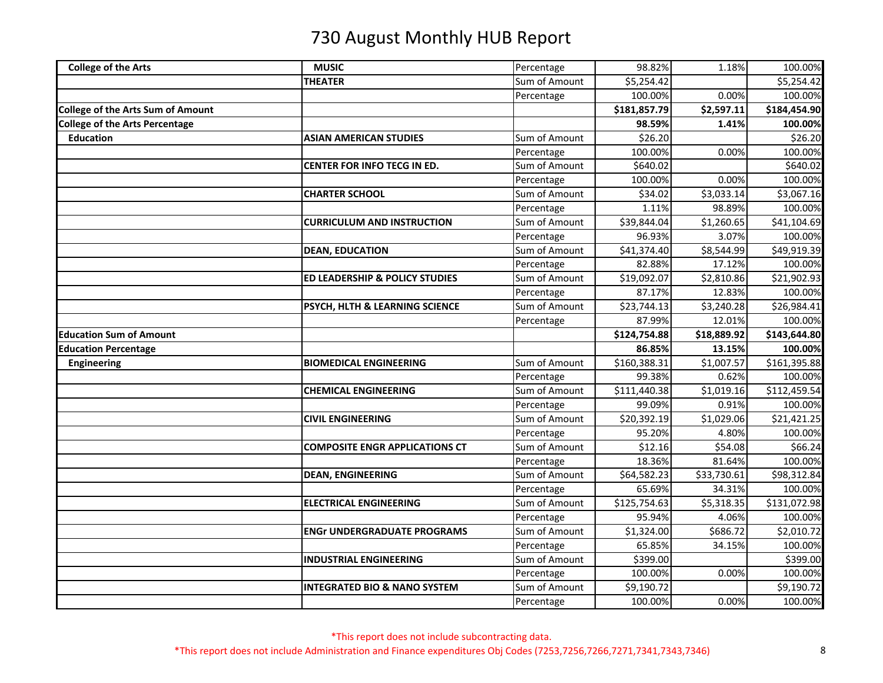# 730 August Monthly HUB Report

| | | | | | |
|---|---|---|---|---|---|
| **College of the Arts** | **MUSIC** | Percentage | 98.82% | 1.18% | 100.00% |
| | **THEATER** | Sum of Amount | $5,254.42 | | $5,254.42 |
| | | Percentage | 100.00% | 0.00% | 100.00% |
| **College of the Arts Sum of Amount** | | | **$181,857.79** | **$2,597.11** | **$184,454.90** |
| **College of the Arts Percentage** | | | **98.59%** | **1.41%** | **100.00%** |
| **Education** | **ASIAN AMERICAN STUDIES** | Sum of Amount | $26.20 | | $26.20 |
| | | Percentage | 100.00% | 0.00% | 100.00% |
| | **CENTER FOR INFO TECG IN ED.** | Sum of Amount | $640.02 | | $640.02 |
| | | Percentage | 100.00% | 0.00% | 100.00% |
| | **CHARTER SCHOOL** | Sum of Amount | $34.02 | $3,033.14 | $3,067.16 |
| | | Percentage | 1.11% | 98.89% | 100.00% |
| | **CURRICULUM AND INSTRUCTION** | Sum of Amount | $39,844.04 | $1,260.65 | $41,104.69 |
| | | Percentage | 96.93% | 3.07% | 100.00% |
| | **DEAN, EDUCATION** | Sum of Amount | $41,374.40 | $8,544.99 | $49,919.39 |
| | | Percentage | 82.88% | 17.12% | 100.00% |
| | **ED LEADERSHIP & POLICY STUDIES** | Sum of Amount | $19,092.07 | $2,810.86 | $21,902.93 |
| | | Percentage | 87.17% | 12.83% | 100.00% |
| | **PSYCH, HLTH & LEARNING SCIENCE** | Sum of Amount | $23,744.13 | $3,240.28 | $26,984.41 |
| | | Percentage | 87.99% | 12.01% | 100.00% |
| **Education Sum of Amount** | | | **$124,754.88** | **$18,889.92** | **$143,644.80** |
| **Education Percentage** | | | **86.85%** | **13.15%** | **100.00%** |
| **Engineering** | **BIOMEDICAL ENGINEERING** | Sum of Amount | $160,388.31 | $1,007.57 | $161,395.88 |
| | | Percentage | 99.38% | 0.62% | 100.00% |
| | **CHEMICAL ENGINEERING** | Sum of Amount | $111,440.38 | $1,019.16 | $112,459.54 |
| | | Percentage | 99.09% | 0.91% | 100.00% |
| | **CIVIL ENGINEERING** | Sum of Amount | $20,392.19 | $1,029.06 | $21,421.25 |
| | | Percentage | 95.20% | 4.80% | 100.00% |
| | **COMPOSITE ENGR APPLICATIONS CT** | Sum of Amount | $12.16 | $54.08 | $66.24 |
| | | Percentage | 18.36% | 81.64% | 100.00% |
| | **DEAN, ENGINEERING** | Sum of Amount | $64,582.23 | $33,730.61 | $98,312.84 |
| | | Percentage | 65.69% | 34.31% | 100.00% |
| | **ELECTRICAL ENGINEERING** | Sum of Amount | $125,754.63 | $5,318.35 | $131,072.98 |
| | | Percentage | 95.94% | 4.06% | 100.00% |
| | **ENGr UNDERGRADUATE PROGRAMS** | Sum of Amount | $1,324.00 | $686.72 | $2,010.72 |
| | | Percentage | 65.85% | 34.15% | 100.00% |
| | **INDUSTRIAL ENGINEERING** | Sum of Amount | $399.00 | | $399.00 |
| | | Percentage | 100.00% | 0.00% | 100.00% |
| | **INTEGRATED BIO & NANO SYSTEM** | Sum of Amount | $9,190.72 | | $9,190.72 |
| | | Percentage | 100.00% | 0.00% | 100.00% |

*This report does not include subcontracting data.

*This report does not include Administration and Finance expenditures Obj Codes (7253,7256,7266,7271,7341,7343,7346)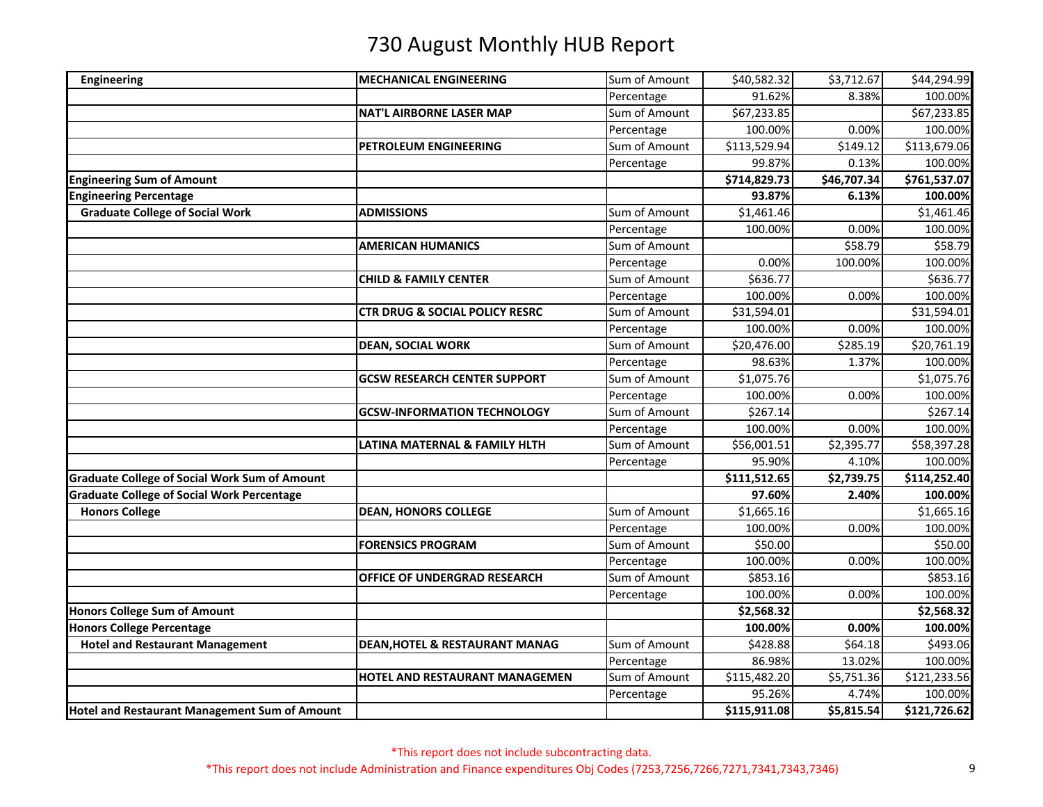# 730 August Monthly HUB Report

| | | | | | |
|---|---|---|---|---|---|
| **Engineering** | **MECHANICAL ENGINEERING** | Sum of Amount | $40,582.32 | $3,712.67 | $44,294.99 |
| | | Percentage | 91.62% | 8.38% | 100.00% |
| | **NAT'L AIRBORNE LASER MAP** | Sum of Amount | $67,233.85 | | $67,233.85 |
| | | Percentage | 100.00% | 0.00% | 100.00% |
| | **PETROLEUM ENGINEERING** | Sum of Amount | $113,529.94 | $149.12 | $113,679.06 |
| | | Percentage | 99.87% | 0.13% | 100.00% |
| **Engineering Sum of Amount** | | | **$714,829.73** | **$46,707.34** | **$761,537.07** |
| **Engineering Percentage** | | | **93.87%** | **6.13%** | **100.00%** |
| **Graduate College of Social Work** | **ADMISSIONS** | Sum of Amount | $1,461.46 | | $1,461.46 |
| | | Percentage | 100.00% | 0.00% | 100.00% |
| | **AMERICAN HUMANICS** | Sum of Amount | | $58.79 | $58.79 |
| | | Percentage | 0.00% | 100.00% | 100.00% |
| | **CHILD & FAMILY CENTER** | Sum of Amount | $636.77 | | $636.77 |
| | | Percentage | 100.00% | 0.00% | 100.00% |
| | **CTR DRUG & SOCIAL POLICY RESRC** | Sum of Amount | $31,594.01 | | $31,594.01 |
| | | Percentage | 100.00% | 0.00% | 100.00% |
| | **DEAN, SOCIAL WORK** | Sum of Amount | $20,476.00 | $285.19 | $20,761.19 |
| | | Percentage | 98.63% | 1.37% | 100.00% |
| | **GCSW RESEARCH CENTER SUPPORT** | Sum of Amount | $1,075.76 | | $1,075.76 |
| | | Percentage | 100.00% | 0.00% | 100.00% |
| | **GCSW-INFORMATION TECHNOLOGY** | Sum of Amount | $267.14 | | $267.14 |
| | | Percentage | 100.00% | 0.00% | 100.00% |
| | **LATINA MATERNAL & FAMILY HLTH** | Sum of Amount | $56,001.51 | $2,395.77 | $58,397.28 |
| | | Percentage | 95.90% | 4.10% | 100.00% |
| **Graduate College of Social Work Sum of Amount** | | | **$111,512.65** | **$2,739.75** | **$114,252.40** |
| **Graduate College of Social Work Percentage** | | | **97.60%** | **2.40%** | **100.00%** |
| **Honors College** | **DEAN, HONORS COLLEGE** | Sum of Amount | $1,665.16 | | $1,665.16 |
| | | Percentage | 100.00% | 0.00% | 100.00% |
| | **FORENSICS PROGRAM** | Sum of Amount | $50.00 | | $50.00 |
| | | Percentage | 100.00% | 0.00% | 100.00% |
| | **OFFICE OF UNDERGRAD RESEARCH** | Sum of Amount | $853.16 | | $853.16 |
| | | Percentage | 100.00% | 0.00% | 100.00% |
| **Honors College Sum of Amount** | | | **$2,568.32** | | **$2,568.32** |
| **Honors College Percentage** | | | **100.00%** | **0.00%** | **100.00%** |
| **Hotel and Restaurant Management** | **DEAN,HOTEL & RESTAURANT MANAG** | Sum of Amount | $428.88 | $64.18 | $493.06 |
| | | Percentage | 86.98% | 13.02% | 100.00% |
| | **HOTEL AND RESTAURANT MANAGEMEN** | Sum of Amount | $115,482.20 | $5,751.36 | $121,233.56 |
| | | Percentage | 95.26% | 4.74% | 100.00% |
| **Hotel and Restaurant Management Sum of Amount** | | | **$115,911.08** | **$5,815.54** | **$121,726.62** |

*This report does not include subcontracting data.

*This report does not include Administration and Finance expenditures Obj Codes (7253,7256,7266,7271,7341,7343,7346)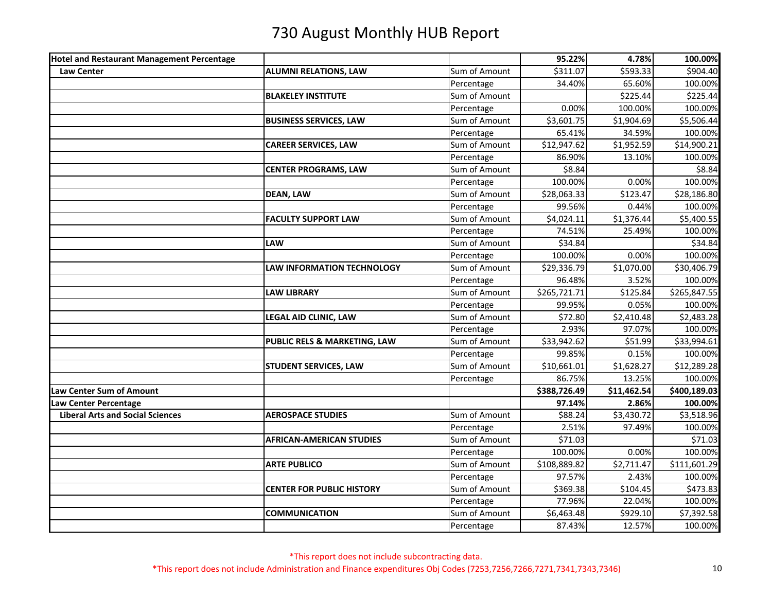# 730 August Monthly HUB Report

| | | | | | |
|---|---|---|---|---|---|
| **Hotel and Restaurant Management Percentage** | | | **95.22%** | **4.78%** | **100.00%** |
| **Law Center** | **ALUMNI RELATIONS, LAW** | Sum of Amount | $311.07 | $593.33 | $904.40 |
| | | Percentage | 34.40% | 65.60% | 100.00% |
| | **BLAKELEY INSTITUTE** | Sum of Amount | | $225.44 | $225.44 |
| | | Percentage | 0.00% | 100.00% | 100.00% |
| | **BUSINESS SERVICES, LAW** | Sum of Amount | $3,601.75 | $1,904.69 | $5,506.44 |
| | | Percentage | 65.41% | 34.59% | 100.00% |
| | **CAREER SERVICES, LAW** | Sum of Amount | $12,947.62 | $1,952.59 | $14,900.21 |
| | | Percentage | 86.90% | 13.10% | 100.00% |
| | **CENTER PROGRAMS, LAW** | Sum of Amount | $8.84 | | $8.84 |
| | | Percentage | 100.00% | 0.00% | 100.00% |
| | **DEAN, LAW** | Sum of Amount | $28,063.33 | $123.47 | $28,186.80 |
| | | Percentage | 99.56% | 0.44% | 100.00% |
| | **FACULTY SUPPORT LAW** | Sum of Amount | $4,024.11 | $1,376.44 | $5,400.55 |
| | | Percentage | 74.51% | 25.49% | 100.00% |
| | **LAW** | Sum of Amount | $34.84 | | $34.84 |
| | | Percentage | 100.00% | 0.00% | 100.00% |
| | **LAW INFORMATION TECHNOLOGY** | Sum of Amount | $29,336.79 | $1,070.00 | $30,406.79 |
| | | Percentage | 96.48% | 3.52% | 100.00% |
| | **LAW LIBRARY** | Sum of Amount | $265,721.71 | $125.84 | $265,847.55 |
| | | Percentage | 99.95% | 0.05% | 100.00% |
| | **LEGAL AID CLINIC, LAW** | Sum of Amount | $72.80 | $2,410.48 | $2,483.28 |
| | | Percentage | 2.93% | 97.07% | 100.00% |
| | **PUBLIC RELS & MARKETING, LAW** | Sum of Amount | $33,942.62 | $51.99 | $33,994.61 |
| | | Percentage | 99.85% | 0.15% | 100.00% |
| | **STUDENT SERVICES, LAW** | Sum of Amount | $10,661.01 | $1,628.27 | $12,289.28 |
| | | Percentage | 86.75% | 13.25% | 100.00% |
| **Law Center Sum of Amount** | | | **$388,726.49** | **$11,462.54** | **$400,189.03** |
| **Law Center Percentage** | | | **97.14%** | **2.86%** | **100.00%** |
| **Liberal Arts and Social Sciences** | **AEROSPACE STUDIES** | Sum of Amount | $88.24 | $3,430.72 | $3,518.96 |
| | | Percentage | 2.51% | 97.49% | 100.00% |
| | **AFRICAN-AMERICAN STUDIES** | Sum of Amount | $71.03 | | $71.03 |
| | | Percentage | 100.00% | 0.00% | 100.00% |
| | **ARTE PUBLICO** | Sum of Amount | $108,889.82 | $2,711.47 | $111,601.29 |
| | | Percentage | 97.57% | 2.43% | 100.00% |
| | **CENTER FOR PUBLIC HISTORY** | Sum of Amount | $369.38 | $104.45 | $473.83 |
| | | Percentage | 77.96% | 22.04% | 100.00% |
| | **COMMUNICATION** | Sum of Amount | $6,463.48 | $929.10 | $7,392.58 |
| | | Percentage | 87.43% | 12.57% | 100.00% |

*This report does not include subcontracting data.

*This report does not include Administration and Finance expenditures Obj Codes (7253,7256,7266,7271,7341,7343,7346)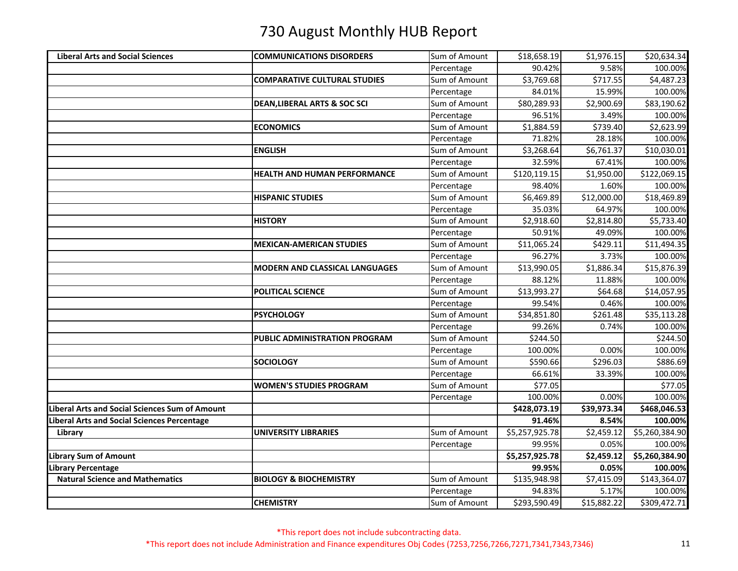# 730 August Monthly HUB Report

| | | | | | |
|---|---|---|---|---|---|
| **Liberal Arts and Social Sciences** | **COMMUNICATIONS DISORDERS** | Sum of Amount | $18,658.19 | $1,976.15 | $20,634.34 |
| | | Percentage | 90.42% | 9.58% | 100.00% |
| | **COMPARATIVE CULTURAL STUDIES** | Sum of Amount | $3,769.68 | $717.55 | $4,487.23 |
| | | Percentage | 84.01% | 15.99% | 100.00% |
| | **DEAN,LIBERAL ARTS & SOC SCI** | Sum of Amount | $80,289.93 | $2,900.69 | $83,190.62 |
| | | Percentage | 96.51% | 3.49% | 100.00% |
| | **ECONOMICS** | Sum of Amount | $1,884.59 | $739.40 | $2,623.99 |
| | | Percentage | 71.82% | 28.18% | 100.00% |
| | **ENGLISH** | Sum of Amount | $3,268.64 | $6,761.37 | $10,030.01 |
| | | Percentage | 32.59% | 67.41% | 100.00% |
| | **HEALTH AND HUMAN PERFORMANCE** | Sum of Amount | $120,119.15 | $1,950.00 | $122,069.15 |
| | | Percentage | 98.40% | 1.60% | 100.00% |
| | **HISPANIC STUDIES** | Sum of Amount | $6,469.89 | $12,000.00 | $18,469.89 |
| | | Percentage | 35.03% | 64.97% | 100.00% |
| | **HISTORY** | Sum of Amount | $2,918.60 | $2,814.80 | $5,733.40 |
| | | Percentage | 50.91% | 49.09% | 100.00% |
| | **MEXICAN-AMERICAN STUDIES** | Sum of Amount | $11,065.24 | $429.11 | $11,494.35 |
| | | Percentage | 96.27% | 3.73% | 100.00% |
| | **MODERN AND CLASSICAL LANGUAGES** | Sum of Amount | $13,990.05 | $1,886.34 | $15,876.39 |
| | | Percentage | 88.12% | 11.88% | 100.00% |
| | **POLITICAL SCIENCE** | Sum of Amount | $13,993.27 | $64.68 | $14,057.95 |
| | | Percentage | 99.54% | 0.46% | 100.00% |
| | **PSYCHOLOGY** | Sum of Amount | $34,851.80 | $261.48 | $35,113.28 |
| | | Percentage | 99.26% | 0.74% | 100.00% |
| | **PUBLIC ADMINISTRATION PROGRAM** | Sum of Amount | $244.50 | | $244.50 |
| | | Percentage | 100.00% | 0.00% | 100.00% |
| | **SOCIOLOGY** | Sum of Amount | $590.66 | $296.03 | $886.69 |
| | | Percentage | 66.61% | 33.39% | 100.00% |
| | **WOMEN'S STUDIES PROGRAM** | Sum of Amount | $77.05 | | $77.05 |
| | | Percentage | 100.00% | 0.00% | 100.00% |
| **Liberal Arts and Social Sciences Sum of Amount** | | | **$428,073.19** | **$39,973.34** | **$468,046.53** |
| **Liberal Arts and Social Sciences Percentage** | | | **91.46%** | **8.54%** | **100.00%** |
| **Library** | **UNIVERSITY LIBRARIES** | Sum of Amount | $5,257,925.78 | $2,459.12 | $5,260,384.90 |
| | | Percentage | 99.95% | 0.05% | 100.00% |
| **Library Sum of Amount** | | | **$5,257,925.78** | **$2,459.12** | **$5,260,384.90** |
| **Library Percentage** | | | **99.95%** | **0.05%** | **100.00%** |
| **Natural Science and Mathematics** | **BIOLOGY & BIOCHEMISTRY** | Sum of Amount | $135,948.98 | $7,415.09 | $143,364.07 |
| | | Percentage | 94.83% | 5.17% | 100.00% |
| | **CHEMISTRY** | Sum of Amount | $293,590.49 | $15,882.22 | $309,472.71 |

*This report does not include subcontracting data.

*This report does not include Administration and Finance expenditures Obj Codes (7253,7256,7266,7271,7341,7343,7346)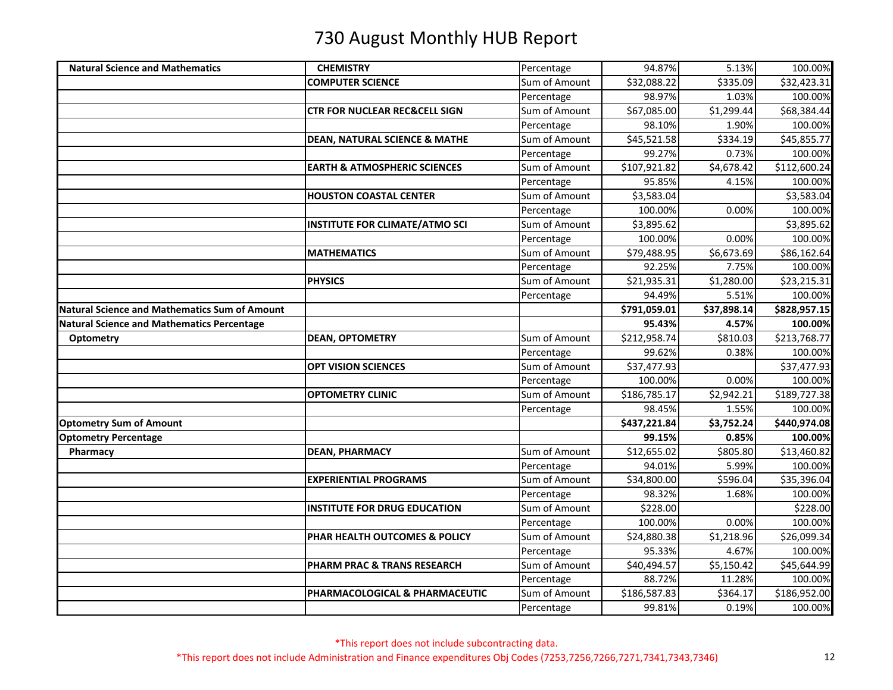# 730 August Monthly HUB Report

| | | | | | |
|---|---|---|---|---|---|
| **Natural Science and Mathematics** | **CHEMISTRY** | Percentage | 94.87% | 5.13% | 100.00% |
| | **COMPUTER SCIENCE** | Sum of Amount | $32,088.22 | $335.09 | $32,423.31 |
| | | Percentage | 98.97% | 1.03% | 100.00% |
| | **CTR FOR NUCLEAR REC&CELL SIGN** | Sum of Amount | $67,085.00 | $1,299.44 | $68,384.44 |
| | | Percentage | 98.10% | 1.90% | 100.00% |
| | **DEAN, NATURAL SCIENCE & MATHE** | Sum of Amount | $45,521.58 | $334.19 | $45,855.77 |
| | | Percentage | 99.27% | 0.73% | 100.00% |
| | **EARTH & ATMOSPHERIC SCIENCES** | Sum of Amount | $107,921.82 | $4,678.42 | $112,600.24 |
| | | Percentage | 95.85% | 4.15% | 100.00% |
| | **HOUSTON COASTAL CENTER** | Sum of Amount | $3,583.04 | | $3,583.04 |
| | | Percentage | 100.00% | 0.00% | 100.00% |
| | **INSTITUTE FOR CLIMATE/ATMO SCI** | Sum of Amount | $3,895.62 | | $3,895.62 |
| | | Percentage | 100.00% | 0.00% | 100.00% |
| | **MATHEMATICS** | Sum of Amount | $79,488.95 | $6,673.69 | $86,162.64 |
| | | Percentage | 92.25% | 7.75% | 100.00% |
| | **PHYSICS** | Sum of Amount | $21,935.31 | $1,280.00 | $23,215.31 |
| | | Percentage | 94.49% | 5.51% | 100.00% |
| **Natural Science and Mathematics Sum of Amount** | | | **$791,059.01** | **$37,898.14** | **$828,957.15** |
| **Natural Science and Mathematics Percentage** | | | **95.43%** | **4.57%** | **100.00%** |
| **Optometry** | **DEAN, OPTOMETRY** | Sum of Amount | $212,958.74 | $810.03 | $213,768.77 |
| | | Percentage | 99.62% | 0.38% | 100.00% |
| | **OPT VISION SCIENCES** | Sum of Amount | $37,477.93 | | $37,477.93 |
| | | Percentage | 100.00% | 0.00% | 100.00% |
| | **OPTOMETRY CLINIC** | Sum of Amount | $186,785.17 | $2,942.21 | $189,727.38 |
| | | Percentage | 98.45% | 1.55% | 100.00% |
| **Optometry Sum of Amount** | | | **$437,221.84** | **$3,752.24** | **$440,974.08** |
| **Optometry Percentage** | | | **99.15%** | **0.85%** | **100.00%** |
| **Pharmacy** | **DEAN, PHARMACY** | Sum of Amount | $12,655.02 | $805.80 | $13,460.82 |
| | | Percentage | 94.01% | 5.99% | 100.00% |
| | **EXPERIENTIAL PROGRAMS** | Sum of Amount | $34,800.00 | $596.04 | $35,396.04 |
| | | Percentage | 98.32% | 1.68% | 100.00% |
| | **INSTITUTE FOR DRUG EDUCATION** | Sum of Amount | $228.00 | | $228.00 |
| | | Percentage | 100.00% | 0.00% | 100.00% |
| | **PHAR HEALTH OUTCOMES & POLICY** | Sum of Amount | $24,880.38 | $1,218.96 | $26,099.34 |
| | | Percentage | 95.33% | 4.67% | 100.00% |
| | **PHARM PRAC & TRANS RESEARCH** | Sum of Amount | $40,494.57 | $5,150.42 | $45,644.99 |
| | | Percentage | 88.72% | 11.28% | 100.00% |
| | **PHARMACOLOGICAL & PHARMACEUTIC** | Sum of Amount | $186,587.83 | $364.17 | $186,952.00 |
| | | Percentage | 99.81% | 0.19% | 100.00% |

*This report does not include subcontracting data.

*This report does not include Administration and Finance expenditures Obj Codes (7253,7256,7266,7271,7341,7343,7346)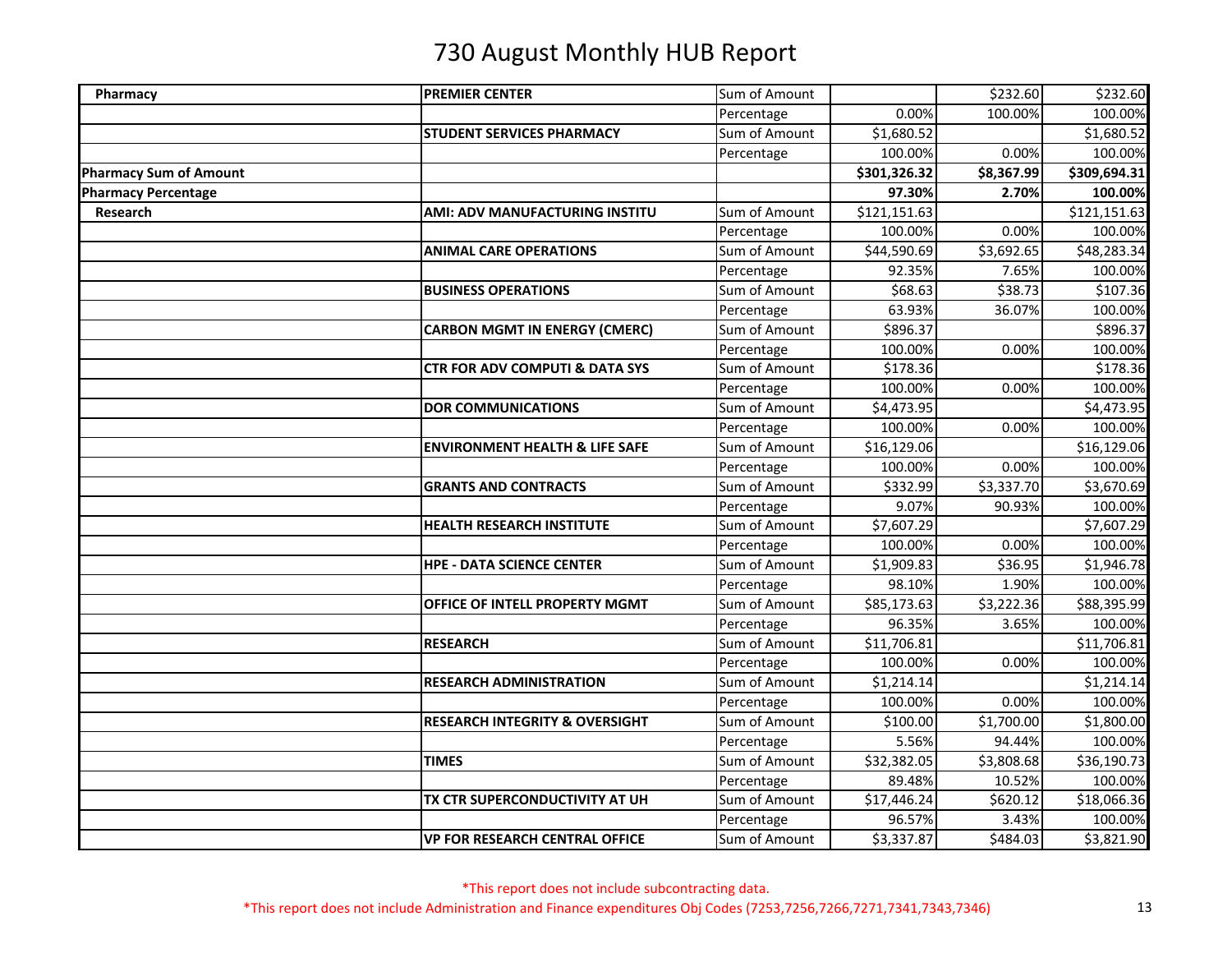# 730 August Monthly HUB Report

| | | | | | |
|---|---|---|---|---|---|
| **Pharmacy** | **PREMIER CENTER** | Sum of Amount | | $232.60 | $232.60 |
| | | Percentage | 0.00% | 100.00% | 100.00% |
| | **STUDENT SERVICES PHARMACY** | Sum of Amount | $1,680.52 | | $1,680.52 |
| | | Percentage | 100.00% | 0.00% | 100.00% |
| **Pharmacy Sum of Amount** | | | **$301,326.32** | **$8,367.99** | **$309,694.31** |
| **Pharmacy Percentage** | | | **97.30%** | **2.70%** | **100.00%** |
| **Research** | **AMI: ADV MANUFACTURING INSTITU** | Sum of Amount | $121,151.63 | | $121,151.63 |
| | | Percentage | 100.00% | 0.00% | 100.00% |
| | **ANIMAL CARE OPERATIONS** | Sum of Amount | $44,590.69 | $3,692.65 | $48,283.34 |
| | | Percentage | 92.35% | 7.65% | 100.00% |
| | **BUSINESS OPERATIONS** | Sum of Amount | $68.63 | $38.73 | $107.36 |
| | | Percentage | 63.93% | 36.07% | 100.00% |
| | **CARBON MGMT IN ENERGY (CMERC)** | Sum of Amount | $896.37 | | $896.37 |
| | | Percentage | 100.00% | 0.00% | 100.00% |
| | **CTR FOR ADV COMPUTI & DATA SYS** | Sum of Amount | $178.36 | | $178.36 |
| | | Percentage | 100.00% | 0.00% | 100.00% |
| | **DOR COMMUNICATIONS** | Sum of Amount | $4,473.95 | | $4,473.95 |
| | | Percentage | 100.00% | 0.00% | 100.00% |
| | **ENVIRONMENT HEALTH & LIFE SAFE** | Sum of Amount | $16,129.06 | | $16,129.06 |
| | | Percentage | 100.00% | 0.00% | 100.00% |
| | **GRANTS AND CONTRACTS** | Sum of Amount | $332.99 | $3,337.70 | $3,670.69 |
| | | Percentage | 9.07% | 90.93% | 100.00% |
| | **HEALTH RESEARCH INSTITUTE** | Sum of Amount | $7,607.29 | | $7,607.29 |
| | | Percentage | 100.00% | 0.00% | 100.00% |
| | **HPE - DATA SCIENCE CENTER** | Sum of Amount | $1,909.83 | $36.95 | $1,946.78 |
| | | Percentage | 98.10% | 1.90% | 100.00% |
| | **OFFICE OF INTELL PROPERTY MGMT** | Sum of Amount | $85,173.63 | $3,222.36 | $88,395.99 |
| | | Percentage | 96.35% | 3.65% | 100.00% |
| | **RESEARCH** | Sum of Amount | $11,706.81 | | $11,706.81 |
| | | Percentage | 100.00% | 0.00% | 100.00% |
| | **RESEARCH ADMINISTRATION** | Sum of Amount | $1,214.14 | | $1,214.14 |
| | | Percentage | 100.00% | 0.00% | 100.00% |
| | **RESEARCH INTEGRITY & OVERSIGHT** | Sum of Amount | $100.00 | $1,700.00 | $1,800.00 |
| | | Percentage | 5.56% | 94.44% | 100.00% |
| | **TIMES** | Sum of Amount | $32,382.05 | $3,808.68 | $36,190.73 |
| | | Percentage | 89.48% | 10.52% | 100.00% |
| | **TX CTR SUPERCONDUCTIVITY AT UH** | Sum of Amount | $17,446.24 | $620.12 | $18,066.36 |
| | | Percentage | 96.57% | 3.43% | 100.00% |
| | **VP FOR RESEARCH CENTRAL OFFICE** | Sum of Amount | $3,337.87 | $484.03 | $3,821.90 |

*This report does not include subcontracting data.

*This report does not include Administration and Finance expenditures Obj Codes (7253,7256,7266,7271,7341,7343,7346)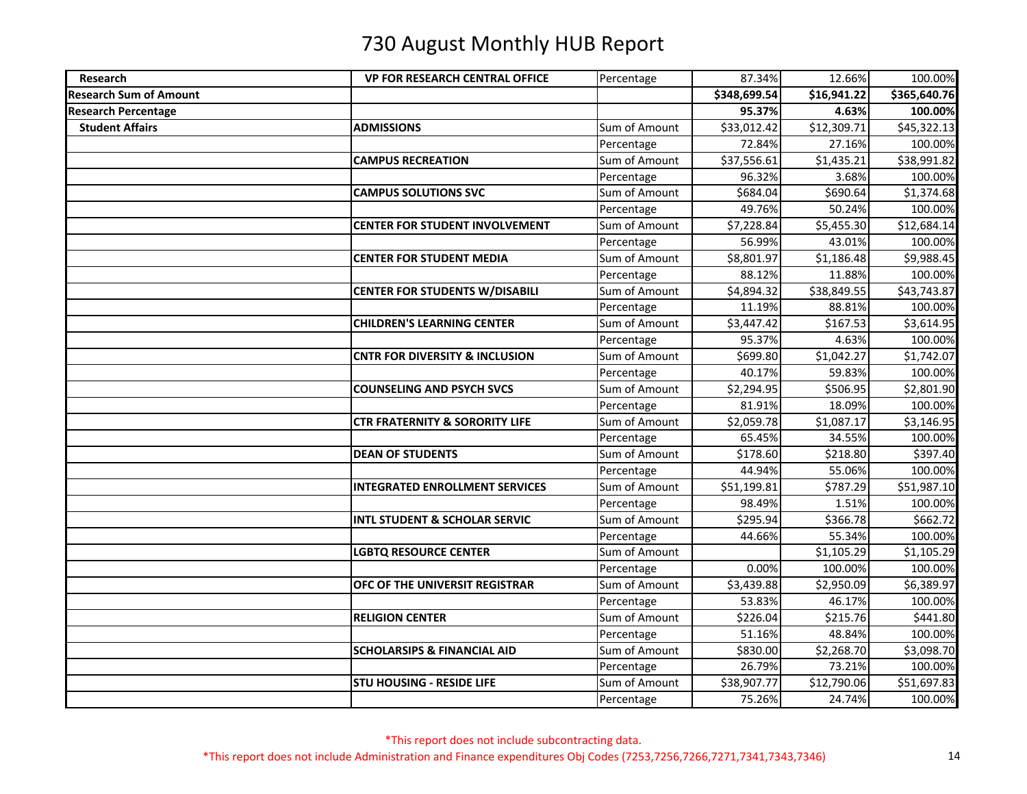# 730 August Monthly HUB Report

| | | | | | |
|---|---|---|---|---|---|
| **Research** | **VP FOR RESEARCH CENTRAL OFFICE** | Percentage | 87.34% | 12.66% | 100.00% |
| **Research Sum of Amount** | | | **$348,699.54** | **$16,941.22** | **$365,640.76** |
| **Research Percentage** | | | **95.37%** | **4.63%** | **100.00%** |
| **Student Affairs** | **ADMISSIONS** | Sum of Amount | $33,012.42 | $12,309.71 | $45,322.13 |
| | | Percentage | 72.84% | 27.16% | 100.00% |
| | **CAMPUS RECREATION** | Sum of Amount | $37,556.61 | $1,435.21 | $38,991.82 |
| | | Percentage | 96.32% | 3.68% | 100.00% |
| | **CAMPUS SOLUTIONS SVC** | Sum of Amount | $684.04 | $690.64 | $1,374.68 |
| | | Percentage | 49.76% | 50.24% | 100.00% |
| | **CENTER FOR STUDENT INVOLVEMENT** | Sum of Amount | $7,228.84 | $5,455.30 | $12,684.14 |
| | | Percentage | 56.99% | 43.01% | 100.00% |
| | **CENTER FOR STUDENT MEDIA** | Sum of Amount | $8,801.97 | $1,186.48 | $9,988.45 |
| | | Percentage | 88.12% | 11.88% | 100.00% |
| | **CENTER FOR STUDENTS W/DISABILI** | Sum of Amount | $4,894.32 | $38,849.55 | $43,743.87 |
| | | Percentage | 11.19% | 88.81% | 100.00% |
| | **CHILDREN'S LEARNING CENTER** | Sum of Amount | $3,447.42 | $167.53 | $3,614.95 |
| | | Percentage | 95.37% | 4.63% | 100.00% |
| | **CNTR FOR DIVERSITY & INCLUSION** | Sum of Amount | $699.80 | $1,042.27 | $1,742.07 |
| | | Percentage | 40.17% | 59.83% | 100.00% |
| | **COUNSELING AND PSYCH SVCS** | Sum of Amount | $2,294.95 | $506.95 | $2,801.90 |
| | | Percentage | 81.91% | 18.09% | 100.00% |
| | **CTR FRATERNITY & SORORITY LIFE** | Sum of Amount | $2,059.78 | $1,087.17 | $3,146.95 |
| | | Percentage | 65.45% | 34.55% | 100.00% |
| | **DEAN OF STUDENTS** | Sum of Amount | $178.60 | $218.80 | $397.40 |
| | | Percentage | 44.94% | 55.06% | 100.00% |
| | **INTEGRATED ENROLLMENT SERVICES** | Sum of Amount | $51,199.81 | $787.29 | $51,987.10 |
| | | Percentage | 98.49% | 1.51% | 100.00% |
| | **INTL STUDENT & SCHOLAR SERVIC** | Sum of Amount | $295.94 | $366.78 | $662.72 |
| | | Percentage | 44.66% | 55.34% | 100.00% |
| | **LGBTQ RESOURCE CENTER** | Sum of Amount | | $1,105.29 | $1,105.29 |
| | | Percentage | 0.00% | 100.00% | 100.00% |
| | **OFC OF THE UNIVERSIT REGISTRAR** | Sum of Amount | $3,439.88 | $2,950.09 | $6,389.97 |
| | | Percentage | 53.83% | 46.17% | 100.00% |
| | **RELIGION CENTER** | Sum of Amount | $226.04 | $215.76 | $441.80 |
| | | Percentage | 51.16% | 48.84% | 100.00% |
| | **SCHOLARSIPS & FINANCIAL AID** | Sum of Amount | $830.00 | $2,268.70 | $3,098.70 |
| | | Percentage | 26.79% | 73.21% | 100.00% |
| | **STU HOUSING - RESIDE LIFE** | Sum of Amount | $38,907.77 | $12,790.06 | $51,697.83 |
| | | Percentage | 75.26% | 24.74% | 100.00% |

*This report does not include subcontracting data.

*This report does not include Administration and Finance expenditures Obj Codes (7253,7256,7266,7271,7341,7343,7346)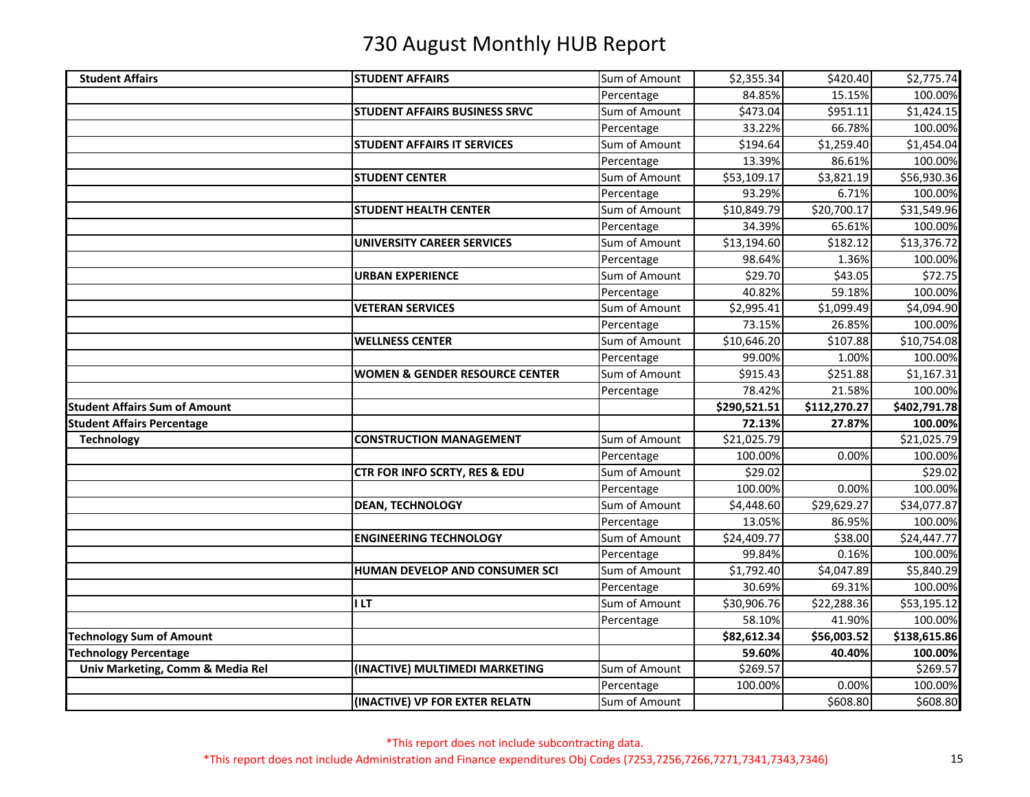# 730 August Monthly HUB Report

| | | | | | |
|---|---|---|---|---|---|
| **Student Affairs** | **STUDENT AFFAIRS** | Sum of Amount | $2,355.34 | $420.40 | $2,775.74 |
| | | Percentage | 84.85% | 15.15% | 100.00% |
| | **STUDENT AFFAIRS BUSINESS SRVC** | Sum of Amount | $473.04 | $951.11 | $1,424.15 |
| | | Percentage | 33.22% | 66.78% | 100.00% |
| | **STUDENT AFFAIRS IT SERVICES** | Sum of Amount | $194.64 | $1,259.40 | $1,454.04 |
| | | Percentage | 13.39% | 86.61% | 100.00% |
| | **STUDENT CENTER** | Sum of Amount | $53,109.17 | $3,821.19 | $56,930.36 |
| | | Percentage | 93.29% | 6.71% | 100.00% |
| | **STUDENT HEALTH CENTER** | Sum of Amount | $10,849.79 | $20,700.17 | $31,549.96 |
| | | Percentage | 34.39% | 65.61% | 100.00% |
| | **UNIVERSITY CAREER SERVICES** | Sum of Amount | $13,194.60 | $182.12 | $13,376.72 |
| | | Percentage | 98.64% | 1.36% | 100.00% |
| | **URBAN EXPERIENCE** | Sum of Amount | $29.70 | $43.05 | $72.75 |
| | | Percentage | 40.82% | 59.18% | 100.00% |
| | **VETERAN SERVICES** | Sum of Amount | $2,995.41 | $1,099.49 | $4,094.90 |
| | | Percentage | 73.15% | 26.85% | 100.00% |
| | **WELLNESS CENTER** | Sum of Amount | $10,646.20 | $107.88 | $10,754.08 |
| | | Percentage | 99.00% | 1.00% | 100.00% |
| | **WOMEN & GENDER RESOURCE CENTER** | Sum of Amount | $915.43 | $251.88 | $1,167.31 |
| | | Percentage | 78.42% | 21.58% | 100.00% |
| **Student Affairs Sum of Amount** | | | **$290,521.51** | **$112,270.27** | **$402,791.78** |
| **Student Affairs Percentage** | | | **72.13%** | **27.87%** | **100.00%** |
| **Technology** | **CONSTRUCTION MANAGEMENT** | Sum of Amount | $21,025.79 | | $21,025.79 |
| | | Percentage | 100.00% | 0.00% | 100.00% |
| | **CTR FOR INFO SCRTY, RES & EDU** | Sum of Amount | $29.02 | | $29.02 |
| | | Percentage | 100.00% | 0.00% | 100.00% |
| | **DEAN, TECHNOLOGY** | Sum of Amount | $4,448.60 | $29,629.27 | $34,077.87 |
| | | Percentage | 13.05% | 86.95% | 100.00% |
| | **ENGINEERING TECHNOLOGY** | Sum of Amount | $24,409.77 | $38.00 | $24,447.77 |
| | | Percentage | 99.84% | 0.16% | 100.00% |
| | **HUMAN DEVELOP AND CONSUMER SCI** | Sum of Amount | $1,792.40 | $4,047.89 | $5,840.29 |
| | | Percentage | 30.69% | 69.31% | 100.00% |
| | **I LT** | Sum of Amount | $30,906.76 | $22,288.36 | $53,195.12 |
| | | Percentage | 58.10% | 41.90% | 100.00% |
| **Technology Sum of Amount** | | | **$82,612.34** | **$56,003.52** | **$138,615.86** |
| **Technology Percentage** | | | **59.60%** | **40.40%** | **100.00%** |
| **Univ Marketing, Comm & Media Rel** | **(INACTIVE) MULTIMEDI MARKETING** | Sum of Amount | $269.57 | | $269.57 |
| | | Percentage | 100.00% | 0.00% | 100.00% |
| | **(INACTIVE) VP FOR EXTER RELATN** | Sum of Amount | | $608.80 | $608.80 |

*This report does not include subcontracting data.

*This report does not include Administration and Finance expenditures Obj Codes (7253,7256,7266,7271,7341,7343,7346)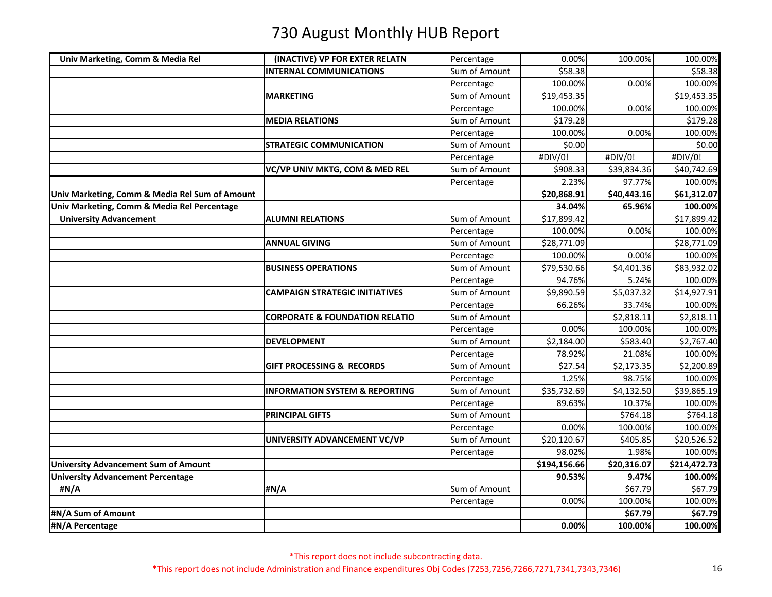# 730 August Monthly HUB Report

| | | | | | |
|---|---|---|---|---|---|
| **Univ Marketing, Comm & Media Rel** | **(INACTIVE) VP FOR EXTER RELATN** | Percentage | 0.00% | 100.00% | 100.00% |
| | **INTERNAL COMMUNICATIONS** | Sum of Amount | $58.38 | | $58.38 |
| | | Percentage | 100.00% | 0.00% | 100.00% |
| | **MARKETING** | Sum of Amount | $19,453.35 | | $19,453.35 |
| | | Percentage | 100.00% | 0.00% | 100.00% |
| | **MEDIA RELATIONS** | Sum of Amount | $179.28 | | $179.28 |
| | | Percentage | 100.00% | 0.00% | 100.00% |
| | **STRATEGIC COMMUNICATION** | Sum of Amount | $0.00 | | $0.00 |
| | | Percentage | #DIV/0! | #DIV/0! | #DIV/0! |
| | **VC/VP UNIV MKTG, COM & MED REL** | Sum of Amount | $908.33 | $39,834.36 | $40,742.69 |
| | | Percentage | 2.23% | 97.77% | 100.00% |
| **Univ Marketing, Comm & Media Rel Sum of Amount** | | | **$20,868.91** | **$40,443.16** | **$61,312.07** |
| **Univ Marketing, Comm & Media Rel Percentage** | | | **34.04%** | **65.96%** | **100.00%** |
| **University Advancement** | **ALUMNI RELATIONS** | Sum of Amount | $17,899.42 | | $17,899.42 |
| | | Percentage | 100.00% | 0.00% | 100.00% |
| | **ANNUAL GIVING** | Sum of Amount | $28,771.09 | | $28,771.09 |
| | | Percentage | 100.00% | 0.00% | 100.00% |
| | **BUSINESS OPERATIONS** | Sum of Amount | $79,530.66 | $4,401.36 | $83,932.02 |
| | | Percentage | 94.76% | 5.24% | 100.00% |
| | **CAMPAIGN STRATEGIC INITIATIVES** | Sum of Amount | $9,890.59 | $5,037.32 | $14,927.91 |
| | | Percentage | 66.26% | 33.74% | 100.00% |
| | **CORPORATE & FOUNDATION RELATIO** | Sum of Amount | | $2,818.11 | $2,818.11 |
| | | Percentage | 0.00% | 100.00% | 100.00% |
| | **DEVELOPMENT** | Sum of Amount | $2,184.00 | $583.40 | $2,767.40 |
| | | Percentage | 78.92% | 21.08% | 100.00% |
| | **GIFT PROCESSING & RECORDS** | Sum of Amount | $27.54 | $2,173.35 | $2,200.89 |
| | | Percentage | 1.25% | 98.75% | 100.00% |
| | **INFORMATION SYSTEM & REPORTING** | Sum of Amount | $35,732.69 | $4,132.50 | $39,865.19 |
| | | Percentage | 89.63% | 10.37% | 100.00% |
| | **PRINCIPAL GIFTS** | Sum of Amount | | $764.18 | $764.18 |
| | | Percentage | 0.00% | 100.00% | 100.00% |
| | **UNIVERSITY ADVANCEMENT VC/VP** | Sum of Amount | $20,120.67 | $405.85 | $20,526.52 |
| | | Percentage | 98.02% | 1.98% | 100.00% |
| **University Advancement Sum of Amount** | | | **$194,156.66** | **$20,316.07** | **$214,472.73** |
| **University Advancement Percentage** | | | **90.53%** | **9.47%** | **100.00%** |
| **#N/A** | **#N/A** | Sum of Amount | | $67.79 | $67.79 |
| | | Percentage | 0.00% | 100.00% | 100.00% |
| **#N/A Sum of Amount** | | | | **$67.79** | **$67.79** |
| **#N/A Percentage** | | | **0.00%** | **100.00%** | **100.00%** |

*This report does not include subcontracting data.

*This report does not include Administration and Finance expenditures Obj Codes (7253,7256,7266,7271,7341,7343,7346)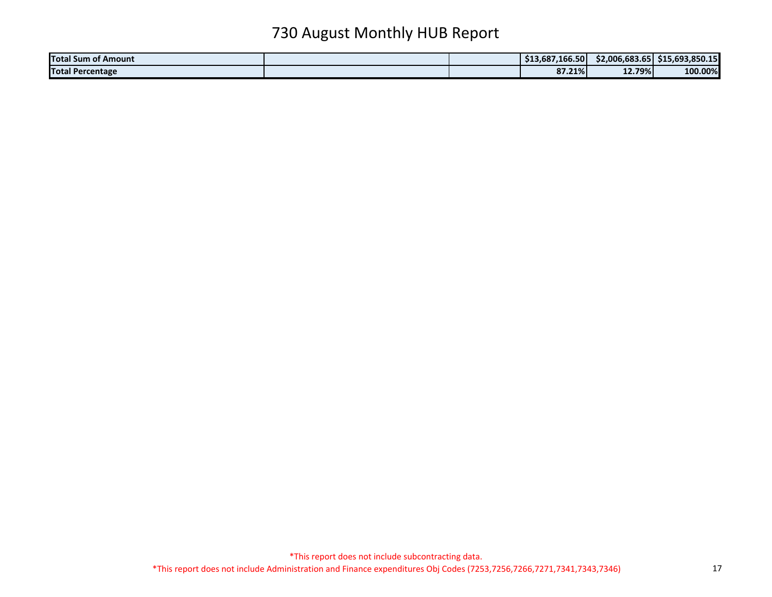# 730 August Monthly HUB Report

| | | | | | |
|---|---|---|---|---|---|
| **Total Sum of Amount** | | | **$13,687,166.50** | **$2,006,683.65** | **$15,693,850.15** |
| **Total Percentage** | | | **87.21%** | **12.79%** | **100.00%** |

*This report does not include subcontracting data.

*This report does not include Administration and Finance expenditures Obj Codes (7253,7256,7266,7271,7341,7343,7346)